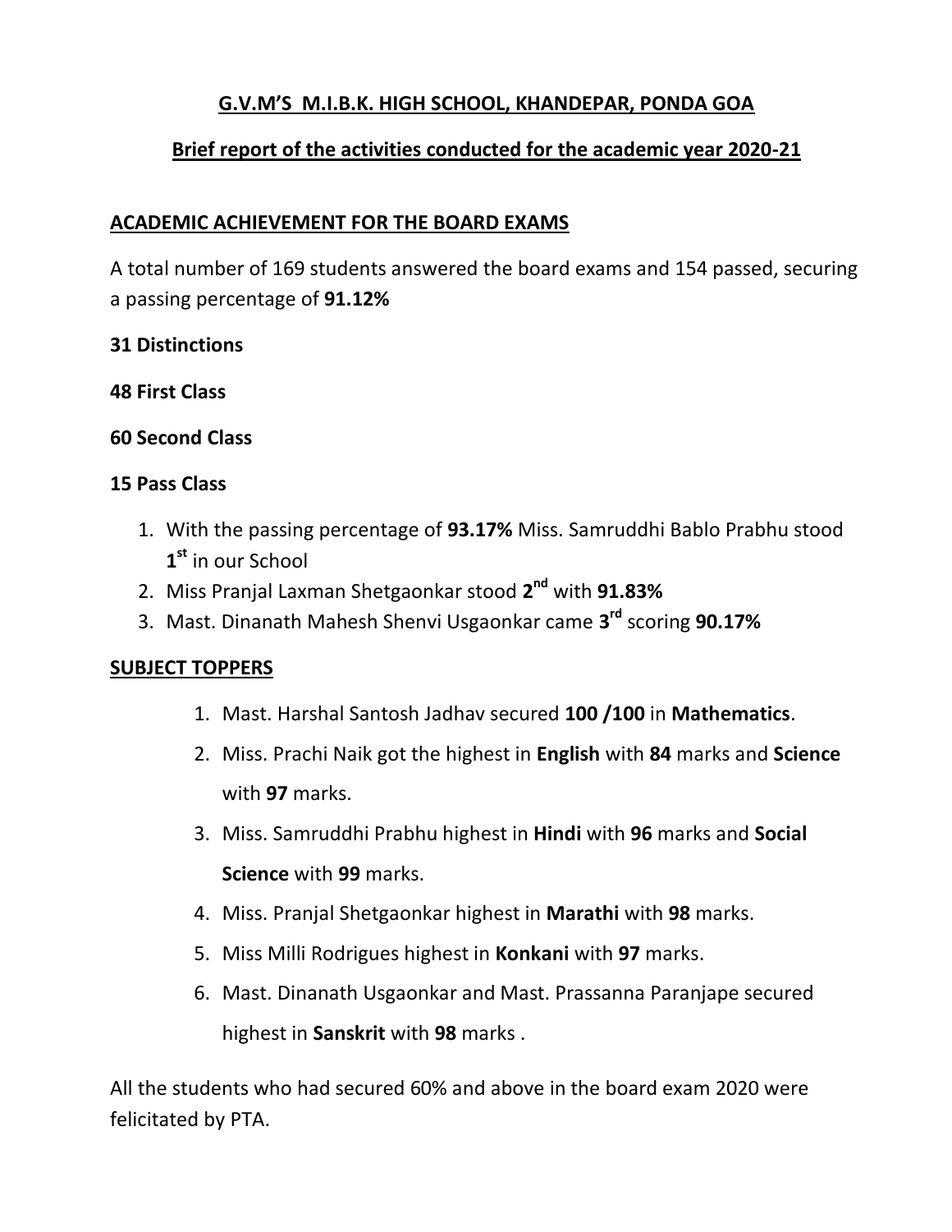# G.V.M'S M.I.B.K. HIGH SCHOOL, KHANDEPAR, PONDA GOA

## Brief report of the activities conducted for the academic year 2020-21

### ACADEMIC ACHIEVEMENT FOR THE BOARD EXAMS

A total number of 169 students answered the board exams and 154 passed, securing a passing percentage of **91.12%**

**31 Distinctions**

**48 First Class**

**60 Second Class**

**15 Pass Class**

1. With the passing percentage of **93.17%** Miss. Samruddhi Bablo Prabhu stood **1st** in our School
2. Miss Pranjal Laxman Shetgaonkar stood **2nd** with **91.83%**
3. Mast. Dinanath Mahesh Shenvi Usgaonkar came **3rd** scoring **90.17%**

### SUBJECT TOPPERS

1. Mast. Harshal Santosh Jadhav secured **100 /100** in **Mathematics**.
2. Miss. Prachi Naik got the highest in **English** with **84** marks and **Science** with **97** marks.
3. Miss. Samruddhi Prabhu highest in **Hindi** with **96** marks and **Social Science** with **99** marks.
4. Miss. Pranjal Shetgaonkar highest in **Marathi** with **98** marks.
5. Miss Milli Rodrigues highest in **Konkani** with **97** marks.
6. Mast. Dinanath Usgaonkar and Mast. Prassanna Paranjape secured highest in **Sanskrit** with **98** marks .

All the students who had secured 60% and above in the board exam 2020 were felicitated by PTA.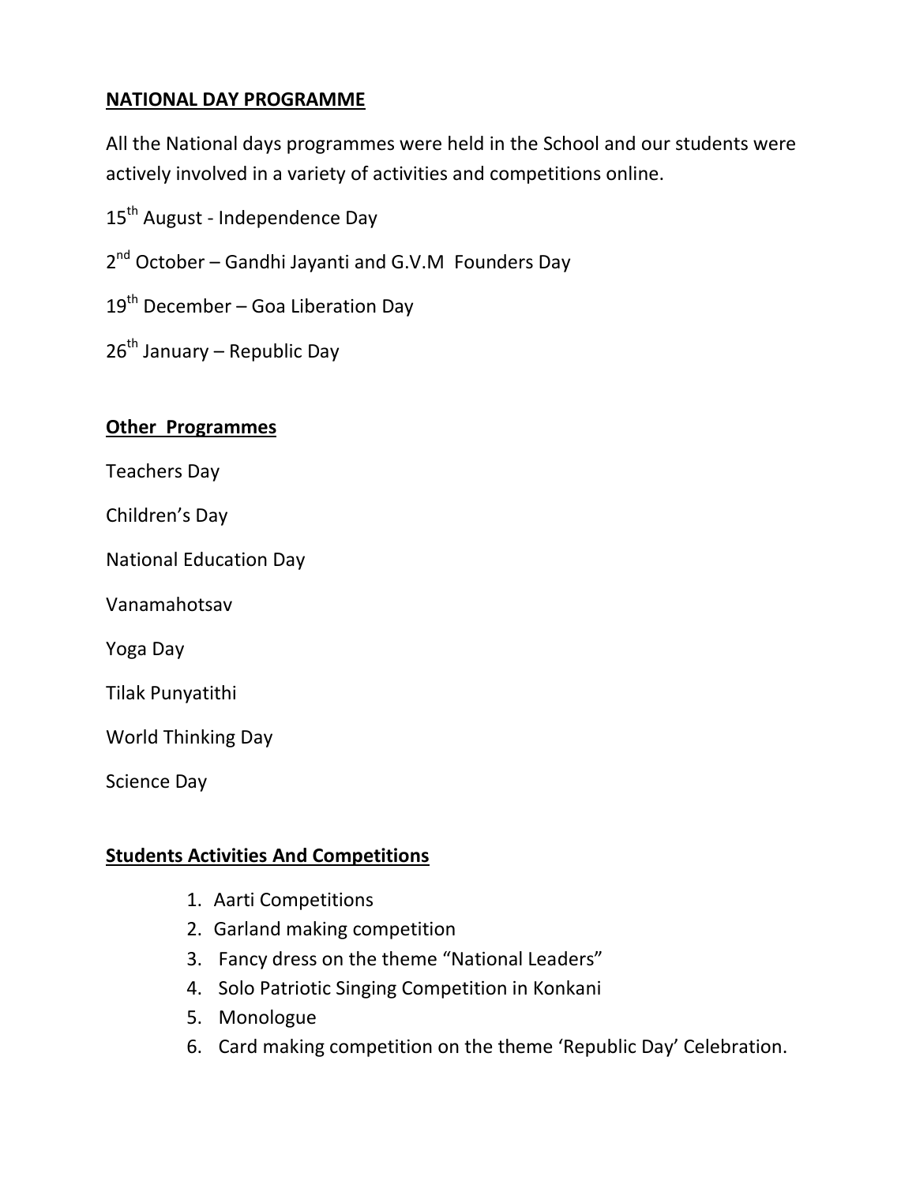## NATIONAL DAY PROGRAMME

All the National days programmes were held in the School and our students were actively involved in a variety of activities and competitions online.

15th August - Independence Day

2nd October – Gandhi Jayanti and G.V.M Founders Day

19th December – Goa Liberation Day

26th January – Republic Day

## Other Programmes

Teachers Day

Children's Day

National Education Day

Vanamahotsav

Yoga Day

Tilak Punyatithi

World Thinking Day

Science Day

## Students Activities And Competitions

1. Aarti Competitions
2. Garland making competition
3. Fancy dress on the theme "National Leaders"
4. Solo Patriotic Singing Competition in Konkani
5. Monologue
6. Card making competition on the theme 'Republic Day' Celebration.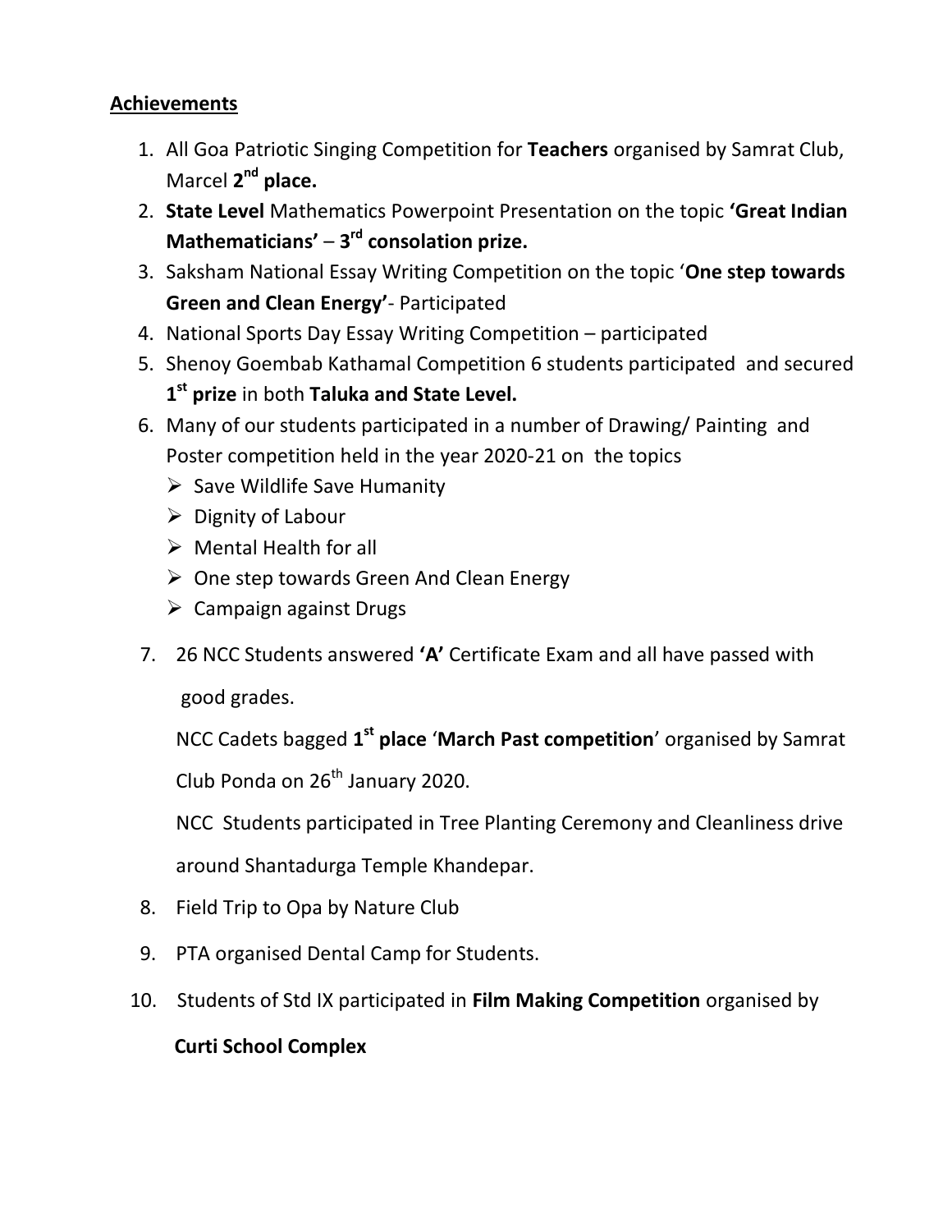**Achievements**

1. All Goa Patriotic Singing Competition for **Teachers** organised by Samrat Club, Marcel **2nd place.**
2. **State Level** Mathematics Powerpoint Presentation on the topic **'Great Indian Mathematicians'** – **3rd consolation prize.**
3. Saksham National Essay Writing Competition on the topic '**One step towards Green and Clean Energy'**- Participated
4. National Sports Day Essay Writing Competition – participated
5. Shenoy Goembab Kathamal Competition 6 students participated and secured **1st prize** in both **Taluka and State Level.**
6. Many of our students participated in a number of Drawing/ Painting and Poster competition held in the year 2020-21 on the topics
   - Save Wildlife Save Humanity
   - Dignity of Labour
   - Mental Health for all
   - One step towards Green And Clean Energy
   - Campaign against Drugs
7. 26 NCC Students answered **'A'** Certificate Exam and all have passed with good grades.

   NCC Cadets bagged **1st place** '**March Past competition**' organised by Samrat Club Ponda on 26th January 2020.

   NCC Students participated in Tree Planting Ceremony and Cleanliness drive around Shantadurga Temple Khandepar.
8. Field Trip to Opa by Nature Club
9. PTA organised Dental Camp for Students.
10. Students of Std IX participated in **Film Making Competition** organised by **Curti School Complex**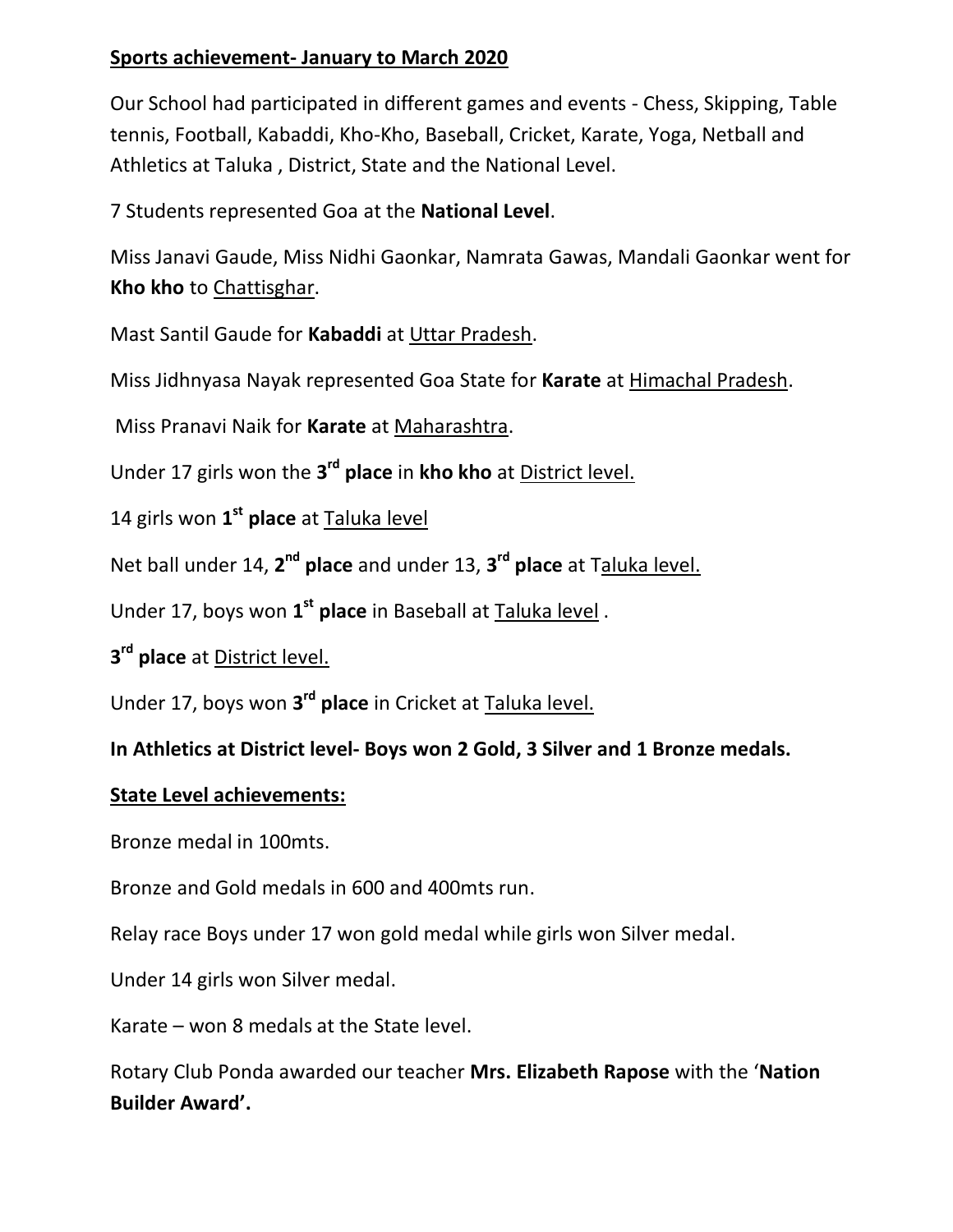## Sports achievement- January to March 2020

Our School had participated in different games and events - Chess, Skipping, Table tennis, Football, Kabaddi, Kho-Kho, Baseball, Cricket, Karate, Yoga, Netball and Athletics at Taluka , District, State and the National Level.

7 Students represented Goa at the **National Level**.

Miss Janavi Gaude, Miss Nidhi Gaonkar, Namrata Gawas, Mandali Gaonkar went for **Kho kho** to Chattisghar.

Mast Santil Gaude for **Kabaddi** at Uttar Pradesh.

Miss Jidhnyasa Nayak represented Goa State for **Karate** at Himachal Pradesh.

Miss Pranavi Naik for **Karate** at Maharashtra.

Under 17 girls won the **3rd place** in **kho kho** at District level.

14 girls won **1st place** at Taluka level

Net ball under 14, **2nd place** and under 13, **3rd place** at Taluka level.

Under 17, boys won **1st place** in Baseball at Taluka level .

**3rd place** at District level.

Under 17, boys won **3rd place** in Cricket at Taluka level.

**In Athletics at District level- Boys won 2 Gold, 3 Silver and 1 Bronze medals.**

**State Level achievements:**

Bronze medal in 100mts.

Bronze and Gold medals in 600 and 400mts run.

Relay race Boys under 17 won gold medal while girls won Silver medal.

Under 14 girls won Silver medal.

Karate – won 8 medals at the State level.

Rotary Club Ponda awarded our teacher **Mrs. Elizabeth Rapose** with the '**Nation Builder Award'.**